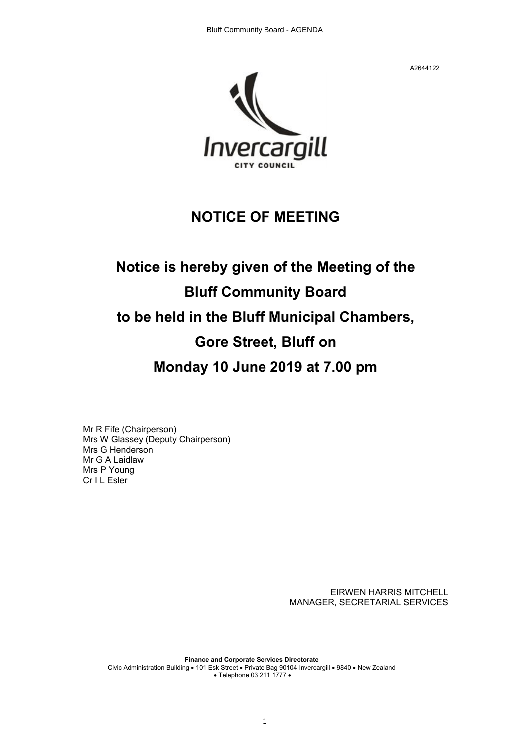A2644122

Invercargill CITY COUNCIL

# NOTICE OF MEETING

## Notice is hereby given of the Meeting of the Bluff Community Board to be held in the Bluff Municipal Chambers, Gore Street, Bluff on Monday 10 June 2019 at 7.00 pm

Mr R Fife (Chairperson)
Mrs W Glassey (Deputy Chairperson)
Mrs G Henderson
Mr G A Laidlaw
Mrs P Young
Cr I L Esler

EIRWEN HARRIS MITCHELL
MANAGER, SECRETARIAL SERVICES

**Finance and Corporate Services Directorate**
Civic Administration Building • 101 Esk Street • Private Bag 90104 Invercargill • 9840 • New Zealand
• Telephone 03 211 1777 •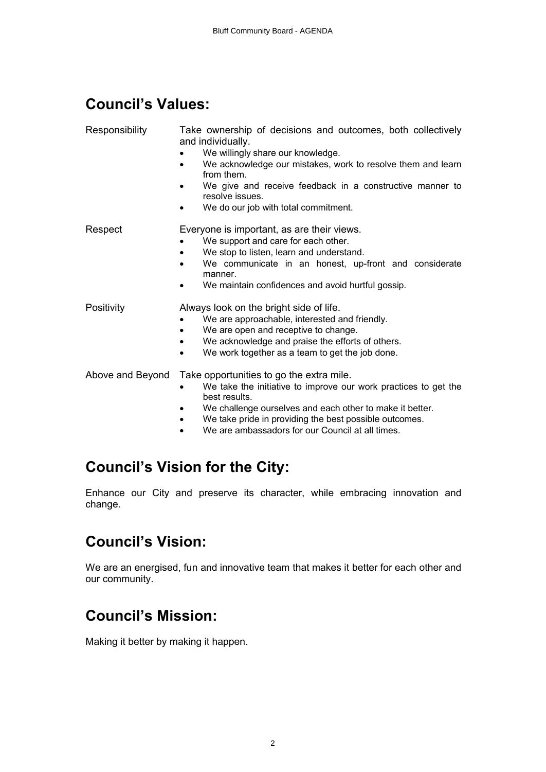## Council's Values:

**Responsibility** — Take ownership of decisions and outcomes, both collectively and individually.

- We willingly share our knowledge.
- We acknowledge our mistakes, work to resolve them and learn from them.
- We give and receive feedback in a constructive manner to resolve issues.
- We do our job with total commitment.

**Respect** — Everyone is important, as are their views.

- We support and care for each other.
- We stop to listen, learn and understand.
- We communicate in an honest, up-front and considerate manner.
- We maintain confidences and avoid hurtful gossip.

**Positivity** — Always look on the bright side of life.

- We are approachable, interested and friendly.
- We are open and receptive to change.
- We acknowledge and praise the efforts of others.
- We work together as a team to get the job done.

**Above and Beyond** — Take opportunities to go the extra mile.

- We take the initiative to improve our work practices to get the best results.
- We challenge ourselves and each other to make it better.
- We take pride in providing the best possible outcomes.
- We are ambassadors for our Council at all times.

## Council's Vision for the City:

Enhance our City and preserve its character, while embracing innovation and change.

## Council's Vision:

We are an energised, fun and innovative team that makes it better for each other and our community.

## Council's Mission:

Making it better by making it happen.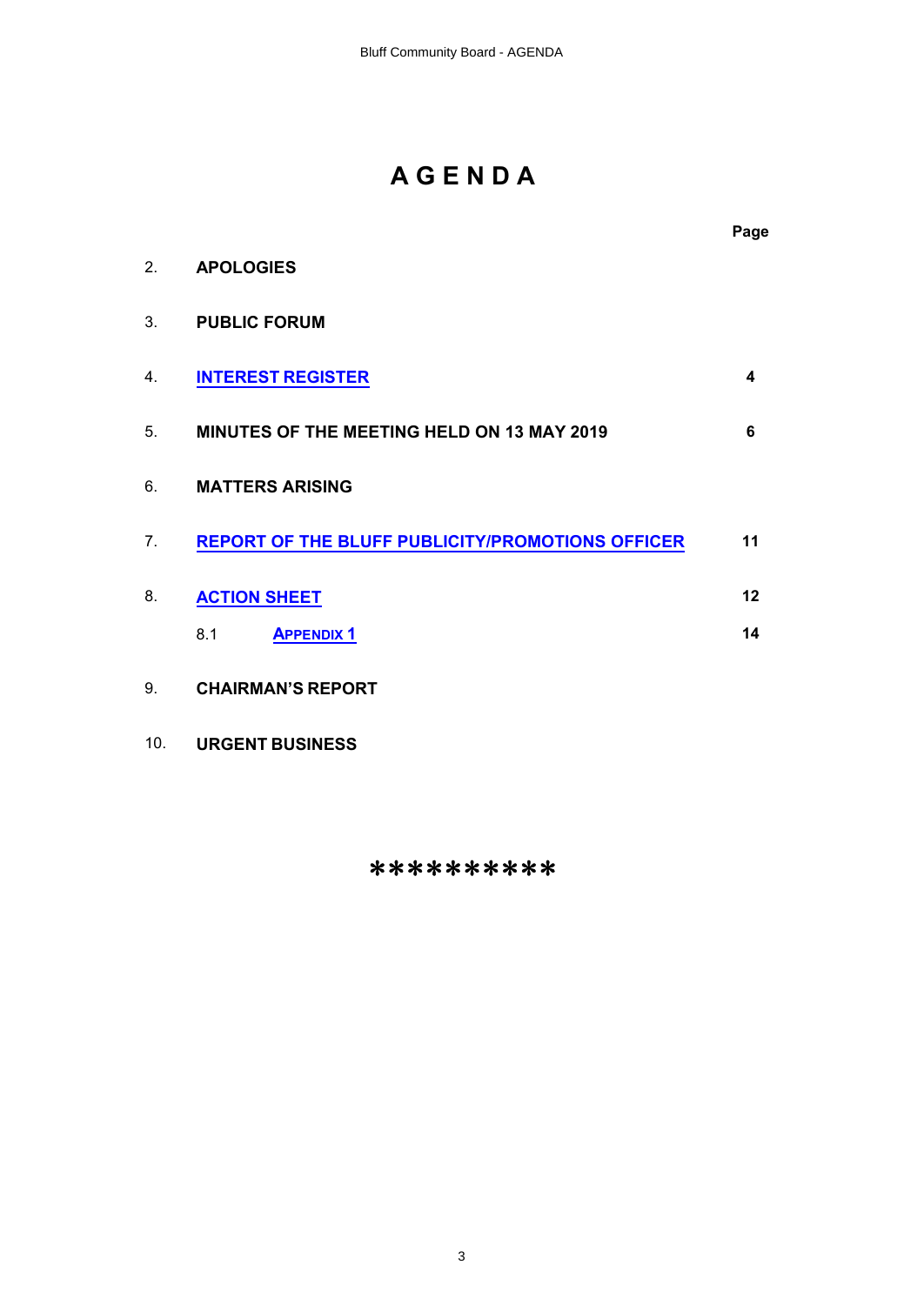# A G E N D A

| | | Page |
|---|---|---|
| 2. | **APOLOGIES** | |
| 3. | **PUBLIC FORUM** | |
| 4. | **INTEREST REGISTER** | 4 |
| 5. | **MINUTES OF THE MEETING HELD ON 13 MAY 2019** | 6 |
| 6. | **MATTERS ARISING** | |
| 7. | **REPORT OF THE BLUFF PUBLICITY/PROMOTIONS OFFICER** | 11 |
| 8. | **ACTION SHEET** | 12 |
| | 8.1 **APPENDIX 1** | 14 |
| 9. | **CHAIRMAN'S REPORT** | |
| 10. | **URGENT BUSINESS** | |

**********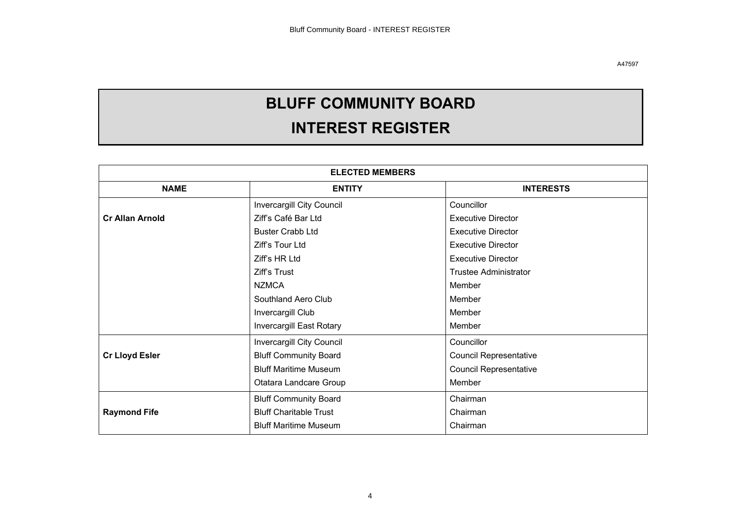A47597

# BLUFF COMMUNITY BOARD

# INTEREST REGISTER

| ELECTED MEMBERS | | |
|---|---|---|
| **NAME** | **ENTITY** | **INTERESTS** |
| **Cr Allan Arnold** | Invercargill City Council | Councillor |
| | Ziff's Café Bar Ltd | Executive Director |
| | Buster Crabb Ltd | Executive Director |
| | Ziff's Tour Ltd | Executive Director |
| | Ziff's HR Ltd | Executive Director |
| | Ziff's Trust | Trustee Administrator |
| | NZMCA | Member |
| | Southland Aero Club | Member |
| | Invercargill Club | Member |
| | Invercargill East Rotary | Member |
| **Cr Lloyd Esler** | Invercargill City Council | Councillor |
| | Bluff Community Board | Council Representative |
| | Bluff Maritime Museum | Council Representative |
| | Otatara Landcare Group | Member |
| **Raymond Fife** | Bluff Community Board | Chairman |
| | Bluff Charitable Trust | Chairman |
| | Bluff Maritime Museum | Chairman |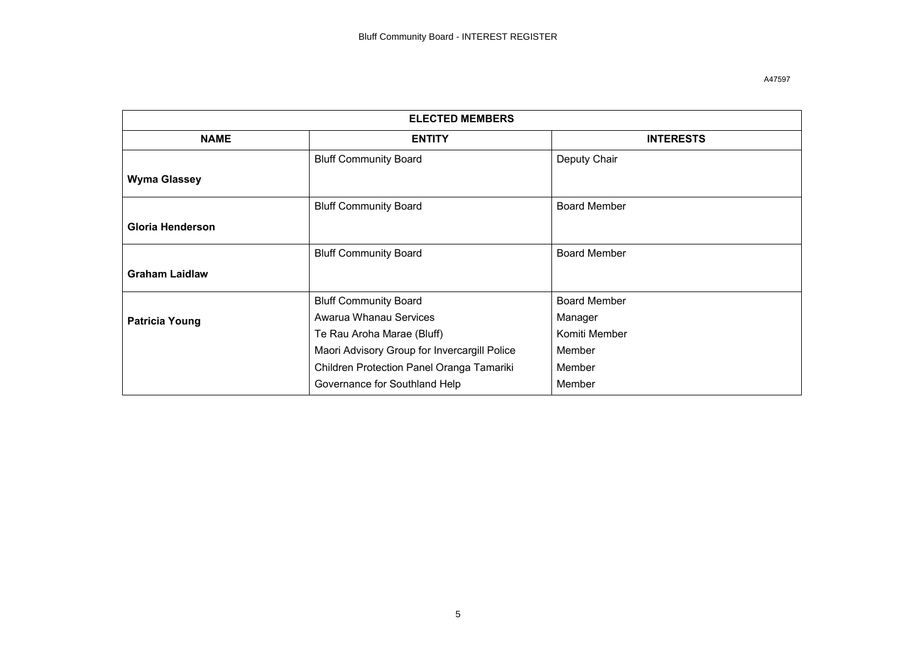Bluff Community Board - INTEREST REGISTER

A47597

| ELECTED MEMBERS | | |
|---|---|---|
| **NAME** | **ENTITY** | **INTERESTS** |
| **Wyma Glassey** | Bluff Community Board | Deputy Chair |
| **Gloria Henderson** | Bluff Community Board | Board Member |
| **Graham Laidlaw** | Bluff Community Board | Board Member |
| **Patricia Young** | Bluff Community Board | Board Member |
| | Awarua Whanau Services | Manager |
| | Te Rau Aroha Marae (Bluff) | Komiti Member |
| | Maori Advisory Group for Invercargill Police | Member |
| | Children Protection Panel Oranga Tamariki | Member |
| | Governance for Southland Help | Member |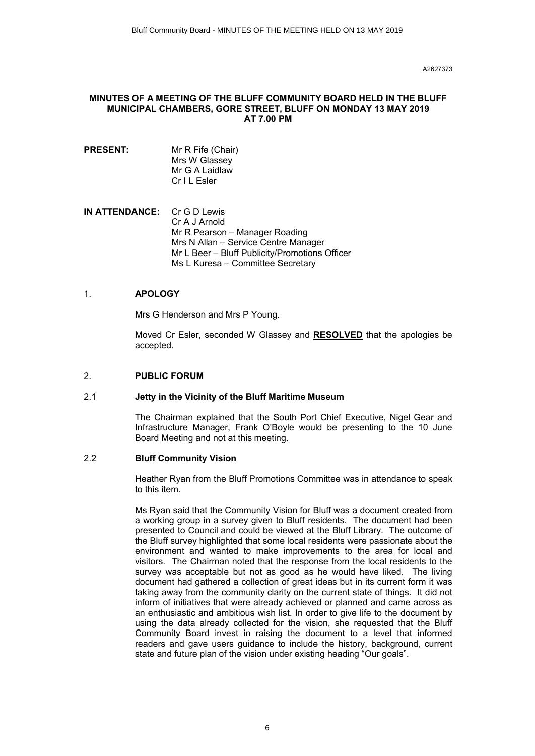A2627373

**MINUTES OF A MEETING OF THE BLUFF COMMUNITY BOARD HELD IN THE BLUFF MUNICIPAL CHAMBERS, GORE STREET, BLUFF ON MONDAY 13 MAY 2019 AT 7.00 PM**

**PRESENT:**
Mr R Fife (Chair)
Mrs W Glassey
Mr G A Laidlaw
Cr I L Esler

**IN ATTENDANCE:**
Cr G D Lewis
Cr A J Arnold
Mr R Pearson – Manager Roading
Mrs N Allan – Service Centre Manager
Mr L Beer – Bluff Publicity/Promotions Officer
Ms L Kuresa – Committee Secretary

## 1. APOLOGY

Mrs G Henderson and Mrs P Young.

Moved Cr Esler, seconded W Glassey and **RESOLVED** that the apologies be accepted.

## 2. PUBLIC FORUM

### 2.1 Jetty in the Vicinity of the Bluff Maritime Museum

The Chairman explained that the South Port Chief Executive, Nigel Gear and Infrastructure Manager, Frank O'Boyle would be presenting to the 10 June Board Meeting and not at this meeting.

### 2.2 Bluff Community Vision

Heather Ryan from the Bluff Promotions Committee was in attendance to speak to this item.

Ms Ryan said that the Community Vision for Bluff was a document created from a working group in a survey given to Bluff residents. The document had been presented to Council and could be viewed at the Bluff Library. The outcome of the Bluff survey highlighted that some local residents were passionate about the environment and wanted to make improvements to the area for local and visitors. The Chairman noted that the response from the local residents to the survey was acceptable but not as good as he would have liked. The living document had gathered a collection of great ideas but in its current form it was taking away from the community clarity on the current state of things. It did not inform of initiatives that were already achieved or planned and came across as an enthusiastic and ambitious wish list. In order to give life to the document by using the data already collected for the vision, she requested that the Bluff Community Board invest in raising the document to a level that informed readers and gave users guidance to include the history, background, current state and future plan of the vision under existing heading "Our goals".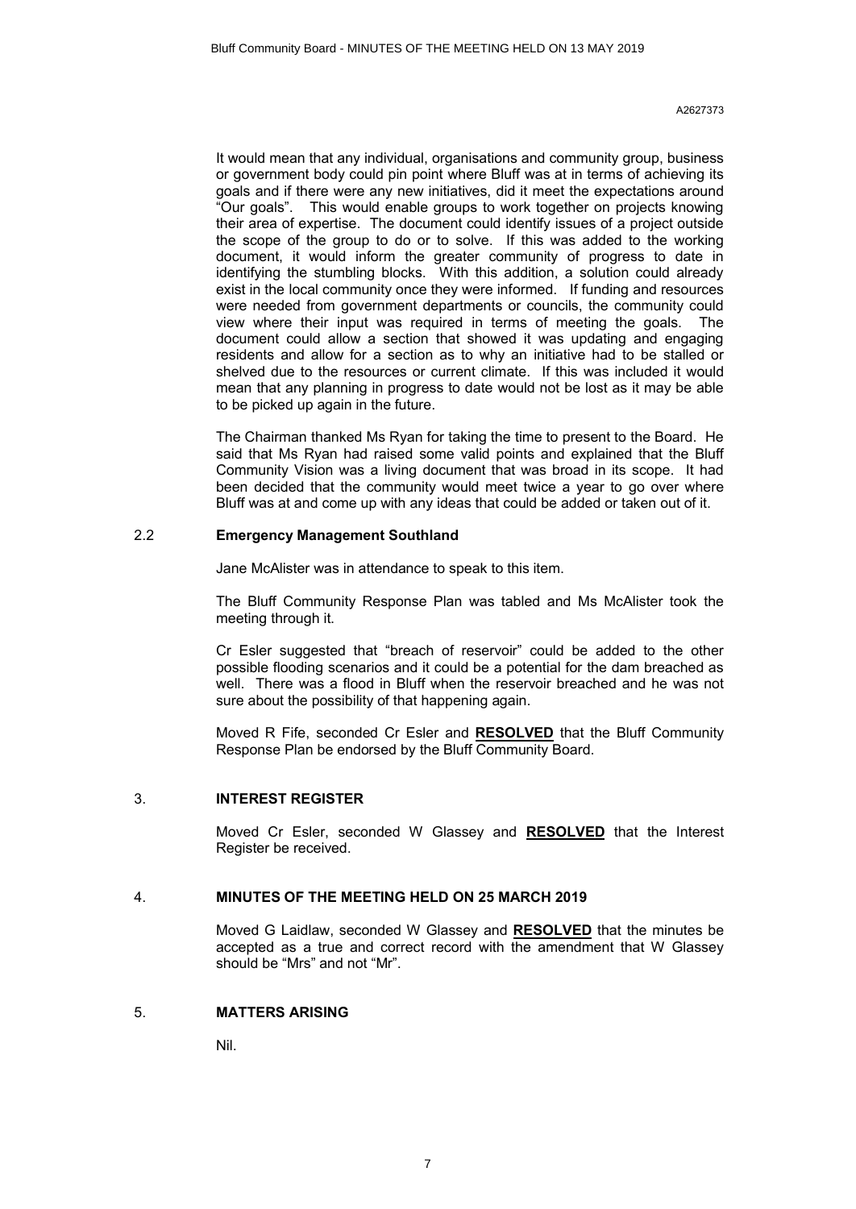A2627373

It would mean that any individual, organisations and community group, business or government body could pin point where Bluff was at in terms of achieving its goals and if there were any new initiatives, did it meet the expectations around "Our goals". This would enable groups to work together on projects knowing their area of expertise. The document could identify issues of a project outside the scope of the group to do or to solve. If this was added to the working document, it would inform the greater community of progress to date in identifying the stumbling blocks. With this addition, a solution could already exist in the local community once they were informed. If funding and resources were needed from government departments or councils, the community could view where their input was required in terms of meeting the goals. The document could allow a section that showed it was updating and engaging residents and allow for a section as to why an initiative had to be stalled or shelved due to the resources or current climate. If this was included it would mean that any planning in progress to date would not be lost as it may be able to be picked up again in the future.

The Chairman thanked Ms Ryan for taking the time to present to the Board. He said that Ms Ryan had raised some valid points and explained that the Bluff Community Vision was a living document that was broad in its scope. It had been decided that the community would meet twice a year to go over where Bluff was at and come up with any ideas that could be added or taken out of it.

### 2.2 Emergency Management Southland

Jane McAlister was in attendance to speak to this item.

The Bluff Community Response Plan was tabled and Ms McAlister took the meeting through it.

Cr Esler suggested that "breach of reservoir" could be added to the other possible flooding scenarios and it could be a potential for the dam breached as well. There was a flood in Bluff when the reservoir breached and he was not sure about the possibility of that happening again.

Moved R Fife, seconded Cr Esler and **RESOLVED** that the Bluff Community Response Plan be endorsed by the Bluff Community Board.

## 3. INTEREST REGISTER

Moved Cr Esler, seconded W Glassey and **RESOLVED** that the Interest Register be received.

## 4. MINUTES OF THE MEETING HELD ON 25 MARCH 2019

Moved G Laidlaw, seconded W Glassey and **RESOLVED** that the minutes be accepted as a true and correct record with the amendment that W Glassey should be "Mrs" and not "Mr".

## 5. MATTERS ARISING

Nil.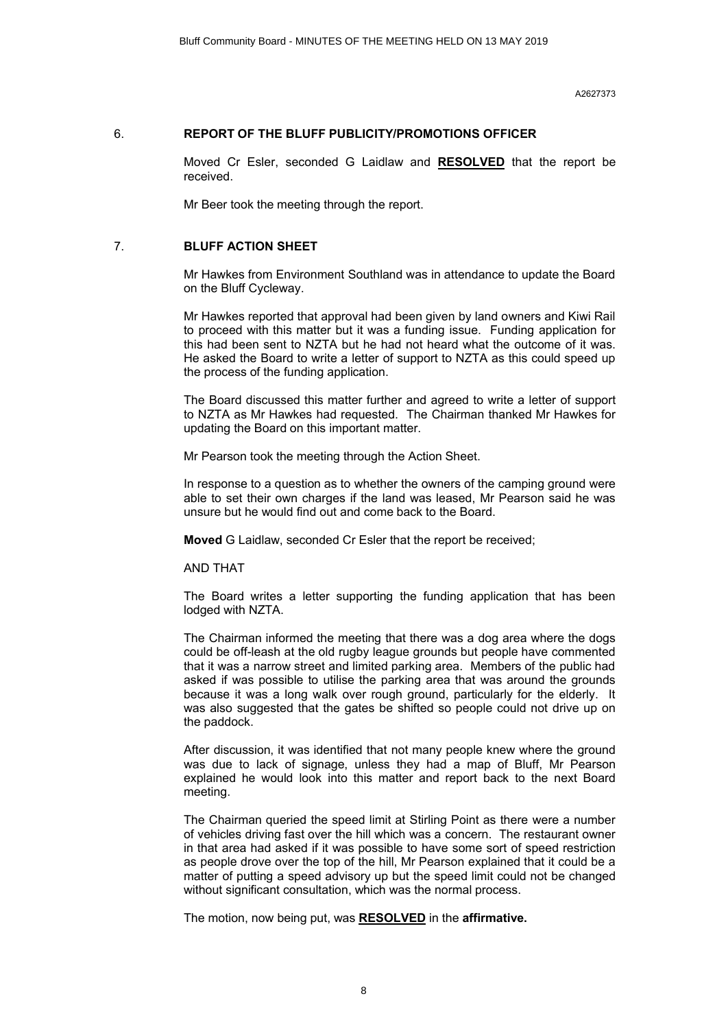A2627373

## 6. REPORT OF THE BLUFF PUBLICITY/PROMOTIONS OFFICER

Moved Cr Esler, seconded G Laidlaw and **RESOLVED** that the report be received.

Mr Beer took the meeting through the report.

## 7. BLUFF ACTION SHEET

Mr Hawkes from Environment Southland was in attendance to update the Board on the Bluff Cycleway.

Mr Hawkes reported that approval had been given by land owners and Kiwi Rail to proceed with this matter but it was a funding issue. Funding application for this had been sent to NZTA but he had not heard what the outcome of it was. He asked the Board to write a letter of support to NZTA as this could speed up the process of the funding application.

The Board discussed this matter further and agreed to write a letter of support to NZTA as Mr Hawkes had requested. The Chairman thanked Mr Hawkes for updating the Board on this important matter.

Mr Pearson took the meeting through the Action Sheet.

In response to a question as to whether the owners of the camping ground were able to set their own charges if the land was leased, Mr Pearson said he was unsure but he would find out and come back to the Board.

**Moved** G Laidlaw, seconded Cr Esler that the report be received;

AND THAT

The Board writes a letter supporting the funding application that has been lodged with NZTA.

The Chairman informed the meeting that there was a dog area where the dogs could be off-leash at the old rugby league grounds but people have commented that it was a narrow street and limited parking area. Members of the public had asked if was possible to utilise the parking area that was around the grounds because it was a long walk over rough ground, particularly for the elderly. It was also suggested that the gates be shifted so people could not drive up on the paddock.

After discussion, it was identified that not many people knew where the ground was due to lack of signage, unless they had a map of Bluff, Mr Pearson explained he would look into this matter and report back to the next Board meeting.

The Chairman queried the speed limit at Stirling Point as there were a number of vehicles driving fast over the hill which was a concern. The restaurant owner in that area had asked if it was possible to have some sort of speed restriction as people drove over the top of the hill, Mr Pearson explained that it could be a matter of putting a speed advisory up but the speed limit could not be changed without significant consultation, which was the normal process.

The motion, now being put, was **RESOLVED** in the **affirmative.**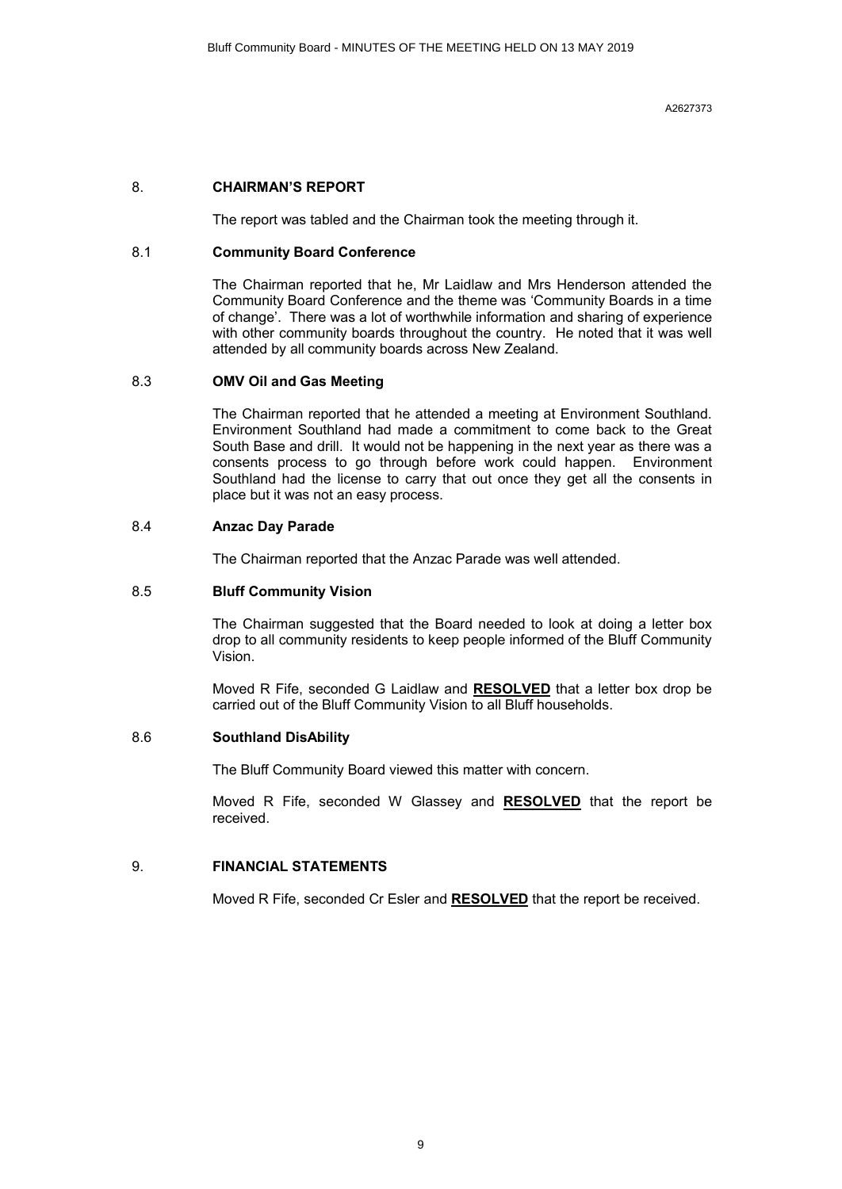A2627373

## 8. CHAIRMAN'S REPORT

The report was tabled and the Chairman took the meeting through it.

### 8.1 Community Board Conference

The Chairman reported that he, Mr Laidlaw and Mrs Henderson attended the Community Board Conference and the theme was 'Community Boards in a time of change'. There was a lot of worthwhile information and sharing of experience with other community boards throughout the country. He noted that it was well attended by all community boards across New Zealand.

### 8.3 OMV Oil and Gas Meeting

The Chairman reported that he attended a meeting at Environment Southland. Environment Southland had made a commitment to come back to the Great South Base and drill. It would not be happening in the next year as there was a consents process to go through before work could happen. Environment Southland had the license to carry that out once they get all the consents in place but it was not an easy process.

### 8.4 Anzac Day Parade

The Chairman reported that the Anzac Parade was well attended.

### 8.5 Bluff Community Vision

The Chairman suggested that the Board needed to look at doing a letter box drop to all community residents to keep people informed of the Bluff Community Vision.

Moved R Fife, seconded G Laidlaw and **RESOLVED** that a letter box drop be carried out of the Bluff Community Vision to all Bluff households.

### 8.6 Southland DisAbility

The Bluff Community Board viewed this matter with concern.

Moved R Fife, seconded W Glassey and **RESOLVED** that the report be received.

## 9. FINANCIAL STATEMENTS

Moved R Fife, seconded Cr Esler and **RESOLVED** that the report be received.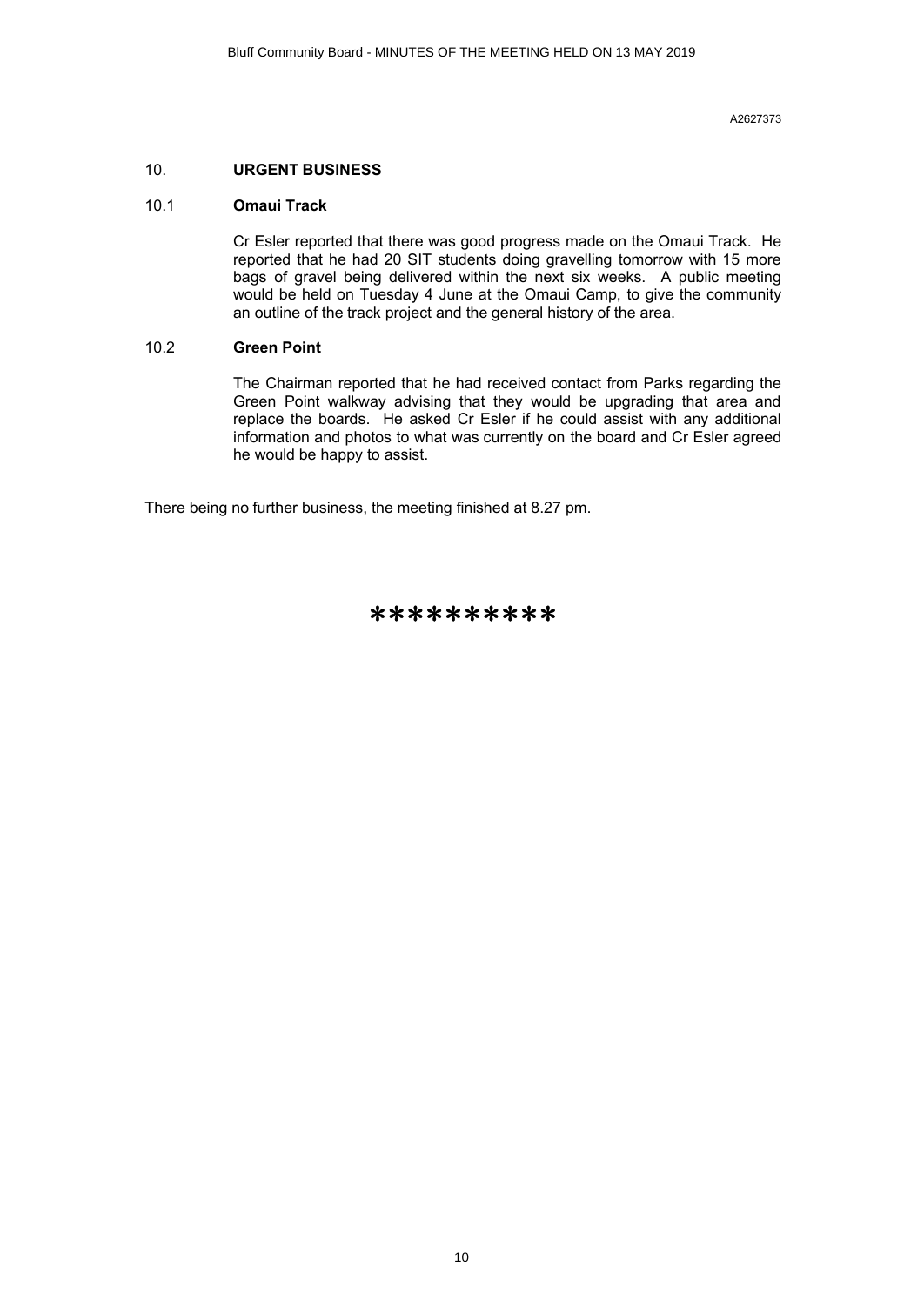A2627373

## 10. URGENT BUSINESS

### 10.1 Omaui Track

Cr Esler reported that there was good progress made on the Omaui Track. He reported that he had 20 SIT students doing gravelling tomorrow with 15 more bags of gravel being delivered within the next six weeks. A public meeting would be held on Tuesday 4 June at the Omaui Camp, to give the community an outline of the track project and the general history of the area.

### 10.2 Green Point

The Chairman reported that he had received contact from Parks regarding the Green Point walkway advising that they would be upgrading that area and replace the boards. He asked Cr Esler if he could assist with any additional information and photos to what was currently on the board and Cr Esler agreed he would be happy to assist.

There being no further business, the meeting finished at 8.27 pm.

**********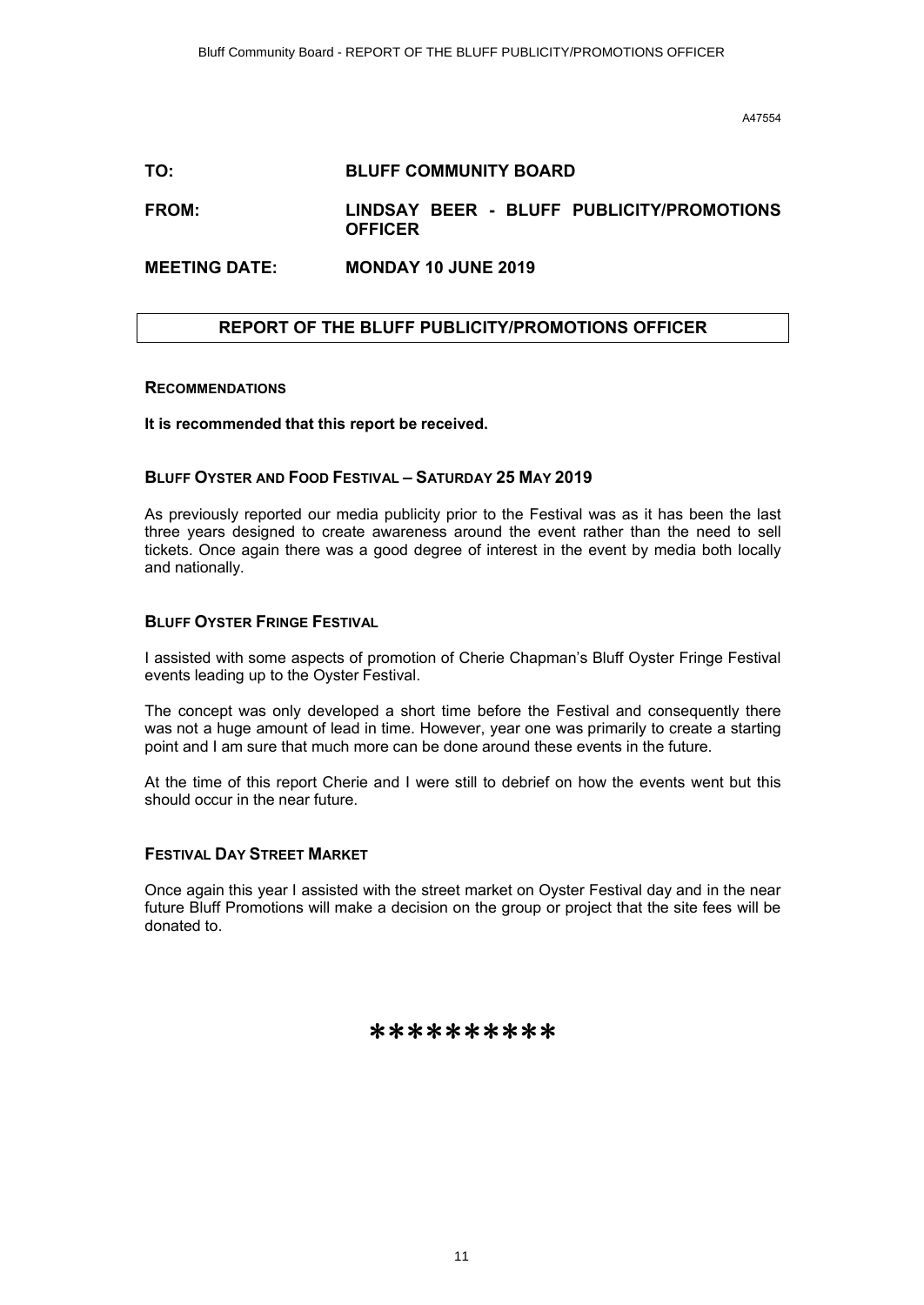A47554

**TO:** **BLUFF COMMUNITY BOARD**

**FROM:** **LINDSAY BEER - BLUFF PUBLICITY/PROMOTIONS OFFICER**

**MEETING DATE:** **MONDAY 10 JUNE 2019**

## REPORT OF THE BLUFF PUBLICITY/PROMOTIONS OFFICER

### RECOMMENDATIONS

**It is recommended that this report be received.**

### BLUFF OYSTER AND FOOD FESTIVAL – SATURDAY 25 MAY 2019

As previously reported our media publicity prior to the Festival was as it has been the last three years designed to create awareness around the event rather than the need to sell tickets. Once again there was a good degree of interest in the event by media both locally and nationally.

### BLUFF OYSTER FRINGE FESTIVAL

I assisted with some aspects of promotion of Cherie Chapman's Bluff Oyster Fringe Festival events leading up to the Oyster Festival.

The concept was only developed a short time before the Festival and consequently there was not a huge amount of lead in time. However, year one was primarily to create a starting point and I am sure that much more can be done around these events in the future.

At the time of this report Cherie and I were still to debrief on how the events went but this should occur in the near future.

### FESTIVAL DAY STREET MARKET

Once again this year I assisted with the street market on Oyster Festival day and in the near future Bluff Promotions will make a decision on the group or project that the site fees will be donated to.

**********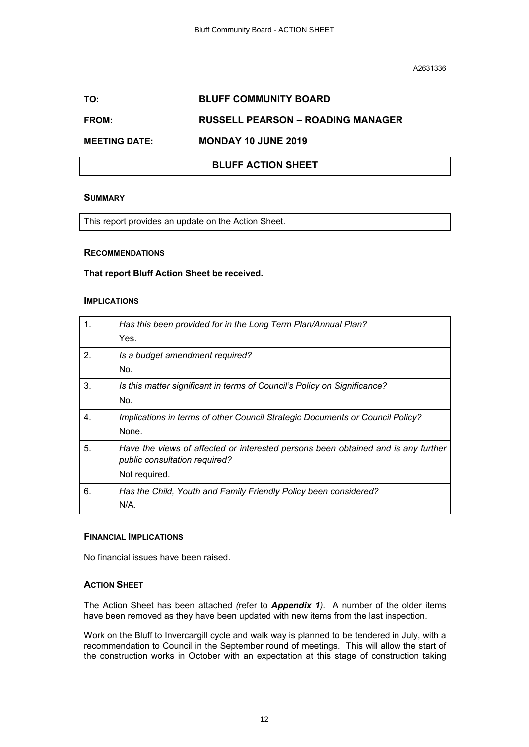A2631336

**TO:** **BLUFF COMMUNITY BOARD**

**FROM:** **RUSSELL PEARSON – ROADING MANAGER**

**MEETING DATE:** **MONDAY 10 JUNE 2019**

## BLUFF ACTION SHEET

### SUMMARY

This report provides an update on the Action Sheet.

### RECOMMENDATIONS

**That report Bluff Action Sheet be received.**

### IMPLICATIONS

| | |
|---|---|
| 1. | *Has this been provided for in the Long Term Plan/Annual Plan?*<br>Yes. |
| 2. | *Is a budget amendment required?*<br>No. |
| 3. | *Is this matter significant in terms of Council's Policy on Significance?*<br>No. |
| 4. | *Implications in terms of other Council Strategic Documents or Council Policy?*<br>None. |
| 5. | *Have the views of affected or interested persons been obtained and is any further public consultation required?*<br>Not required. |
| 6. | *Has the Child, Youth and Family Friendly Policy been considered?*<br>N/A. |

### FINANCIAL IMPLICATIONS

No financial issues have been raised.

### ACTION SHEET

The Action Sheet has been attached *(*refer to ***Appendix 1****)*. A number of the older items have been removed as they have been updated with new items from the last inspection.

Work on the Bluff to Invercargill cycle and walk way is planned to be tendered in July, with a recommendation to Council in the September round of meetings. This will allow the start of the construction works in October with an expectation at this stage of construction taking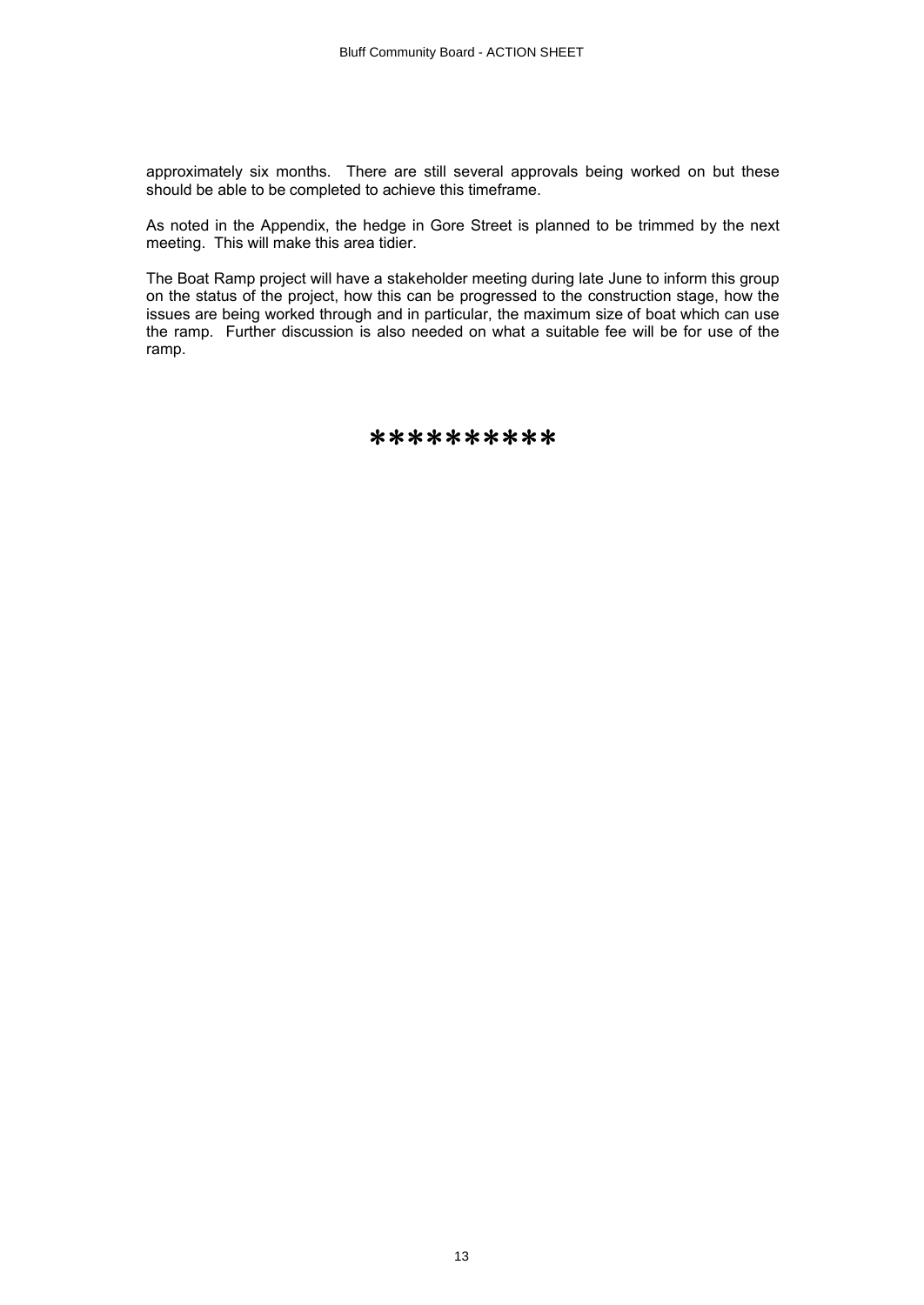approximately six months. There are still several approvals being worked on but these should be able to be completed to achieve this timeframe.

As noted in the Appendix, the hedge in Gore Street is planned to be trimmed by the next meeting. This will make this area tidier.

The Boat Ramp project will have a stakeholder meeting during late June to inform this group on the status of the project, how this can be progressed to the construction stage, how the issues are being worked through and in particular, the maximum size of boat which can use the ramp. Further discussion is also needed on what a suitable fee will be for use of the ramp.

**********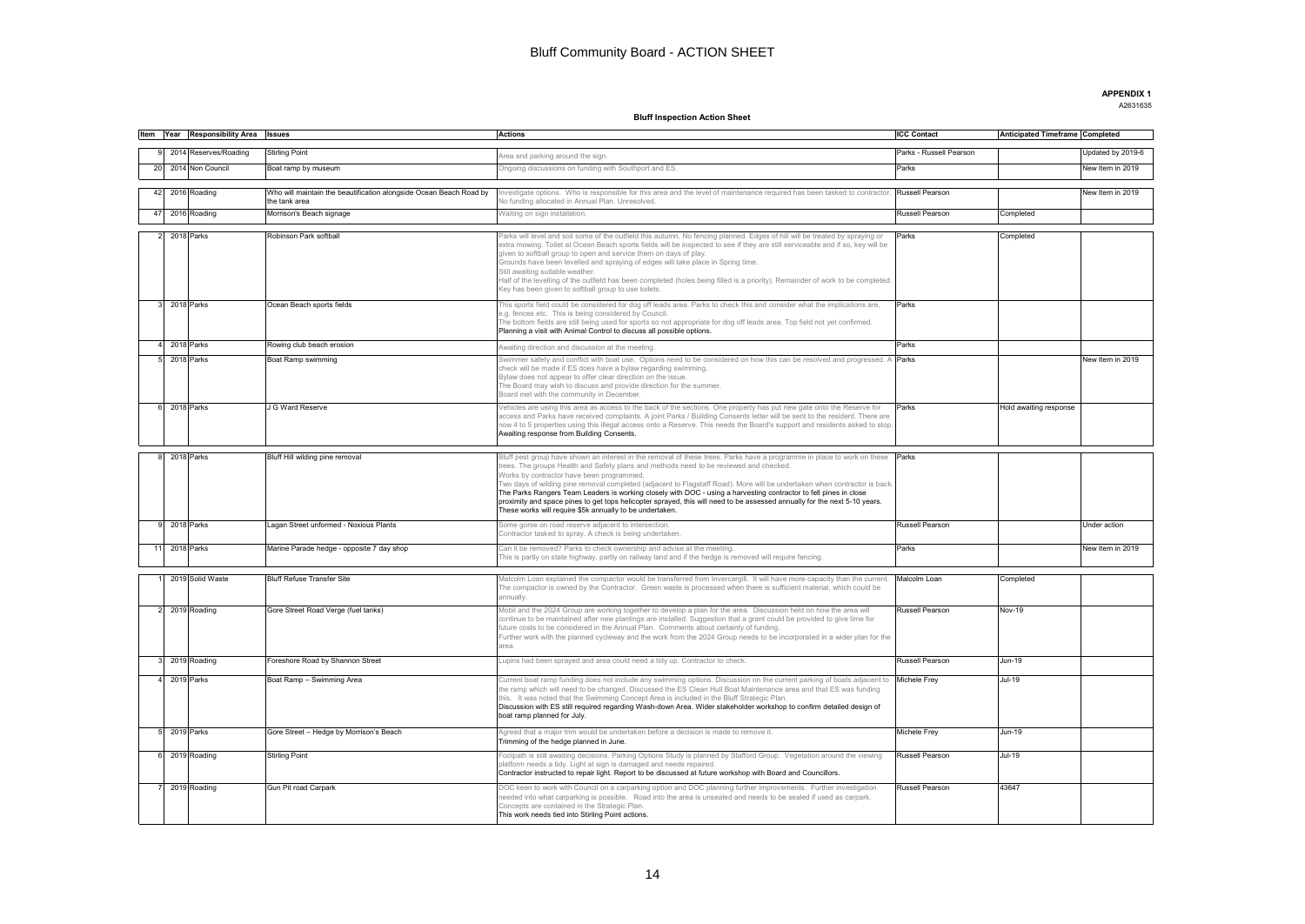# Bluff Community Board - ACTION SHEET

**APPENDIX 1**
A2631635

**Bluff Inspection Action Sheet**

| Item | Year | Responsibility Area | Issues | Actions | ICC Contact | Anticipated Timeframe | Completed |
|---|---|---|---|---|---|---|---|
| 9 | 2014 | Reserves/Roading | Stirling Point | Area and parking around the sign. | Parks - Russell Pearson | | Updated by 2019-6 |
| 20 | 2014 | Non Council | Boat ramp by museum | Ongoing discussions on funding with Southport and ES. | Parks | | New Item in 2019 |
| 42 | 2016 | Roading | Who will maintain the beautification alongside Ocean Beach Road by the tank area | Investigate options. Who is responsible for this area and the level of maintenance required has been tasked to contractor. No funding allocated in Annual Plan. Unresolved. | Russell Pearson | | New Item in 2019 |
| 47 | 2016 | Roading | Morrison's Beach signage | Waiting on sign installation. | Russell Pearson | Completed | |
| 2 | 2018 | Parks | Robinson Park softball | Parks will level and soil some of the outfield this autumn. No fencing planned. Edges of hill will be treated by spraying or extra mowing. Toilet at Ocean Beach sports fields will be inspected to see if they are still serviceable and if so, key will be given to softball group to open and service them on days of play. Grounds have been levelled and spraying of edges will take place in Spring time. Still awaiting suitable weather. Half of the levelling of the outfield has been completed (holes being filled is a priority). Remainder of work to be completed. Key has been given to softball group to use toilets. | Parks | Completed | |
| 3 | 2018 | Parks | Ocean Beach sports fields | This sports field could be considered for dog off leads area. Parks to check this and consider what the implications are, e.g. fences etc. This is being considered by Council. The bottom fields are still being used for sports so not appropriate for dog off leads area. Top field not yet confirmed. Planning a visit with Animal Control to discuss all possible options. | Parks | | |
| 4 | 2018 | Parks | Rowing club beach erosion | Awaiting direction and discussion at the meeting. | Parks | | |
| 5 | 2018 | Parks | Boat Ramp swimming | Swimmer safety and conflict with boat use. Options need to be considered on how this can be resolved and progressed. A check will be made if ES does have a bylaw regarding swimming. Bylaw does not appear to offer clear direction on the issue. The Board may wish to discuss and provide direction for the summer. Board met with the community in December. | Parks | | New Item in 2019 |
| 6 | 2018 | Parks | J G Ward Reserve | Vehicles are using this area as access to the back of the sections. One property has put new gate onto the Reserve for access and Parks have received complaints. A joint Parks / Building Consents letter will be sent to the resident. There are now 4 to 5 properties using this illegal access onto a Reserve. This needs the Board's support and residents asked to stop. Awaiting response from Building Consents. | Parks | Hold awaiting response | |
| 8 | 2018 | Parks | Bluff Hill wilding pine removal | Bluff pest group have shown an interest in the removal of these trees. Parks have a programme in place to work on these trees. The groups Health and Safety plans and methods need to be reviewed and checked. Works by contractor have been programmed. Two days of wilding pine removal completed (adjacent to Flagstaff Road). More will be undertaken when contractor is back. The Parks Rangers Team Leaders is working closely with DOC - using a harvesting contractor to fell pines in close proximity and space pines to get tops helicopter sprayed, this will need to be assessed annually for the next 5-10 years. These works will require $5k annually to be undertaken. | Parks | | |
| 9 | 2018 | Parks | Lagan Street unformed - Noxious Plants | Some gorse on road reserve adjacent to intersection. Contractor tasked to spray. A check is being undertaken. | Russell Pearson | | Under action |
| 11 | 2018 | Parks | Marine Parade hedge - opposite 7 day shop | Can it be removed? Parks to check ownership and advise at the meeting. This is partly on state highway, partly on railway land and if the hedge is removed will require fencing. | Parks | | New Item in 2019 |
| 1 | 2019 | Solid Waste | Bluff Refuse Transfer Site | Malcolm Loan explained the compactor would be transferred from Invercargill. It will have more capacity than the current. The compactor is owned by the Contractor. Green waste is processed when there is sufficient material, which could be annually. | Malcolm Loan | Completed | |
| 2 | 2019 | Roading | Gore Street Road Verge (fuel tanks) | Mobil and the 2024 Group are working together to develop a plan for the area. Discussion held on how the area will continue to be maintained after new plantings are installed. Suggestion that a grant could be provided to give time for future costs to be considered in the Annual Plan. Comments about certainty of funding. Further work with the planned cycleway and the work from the 2024 Group needs to be incorporated in a wider plan for the area. | Russell Pearson | Nov-19 | |
| 3 | 2019 | Roading | Foreshore Road by Shannon Street | Lupins had been sprayed and area could need a tidy up. Contractor to check. | Russell Pearson | Jun-19 | |
| 4 | 2019 | Parks | Boat Ramp – Swimming Area | Current boat ramp funding does not include any swimming options. Discussion on the current parking of boats adjacent to the ramp which will need to be changed. Discussed the ES Clean Hull Boat Maintenance area and that ES was funding this. It was noted that the Swimming Concept Area is included in the Bluff Strategic Plan. Discussion with ES still required regarding Wash-down Area. Wider stakeholder workshop to confirm detailed design of boat ramp planned for July. | Michele Frey | Jul-19 | |
| 5 | 2019 | Parks | Gore Street – Hedge by Morrison's Beach | Agreed that a major trim would be undertaken before a decision is made to remove it. Trimming of the hedge planned in June. | Michele Frey | Jun-19 | |
| 6 | 2019 | Roading | Stirling Point | Footpath is still awaiting decisions. Parking Options Study is planned by Stafford Group. Vegetation around the viewing platform needs a tidy. Light at sign is damaged and needs repaired. Contractor instructed to repair light. Report to be discussed at future workshop with Board and Councillors. | Russell Pearson | Jul-19 | |
| 7 | 2019 | Roading | Gun Pit road Carpark | DOC keen to work with Council on a carparking option and DOC planning further improvements. Further investigation needed into what carparking is possible. Road into the area is unsealed and needs to be sealed if used as carpark. Concepts are contained in the Strategic Plan. This work needs tied into Stirling Point actions. | Russell Pearson | 43647 | |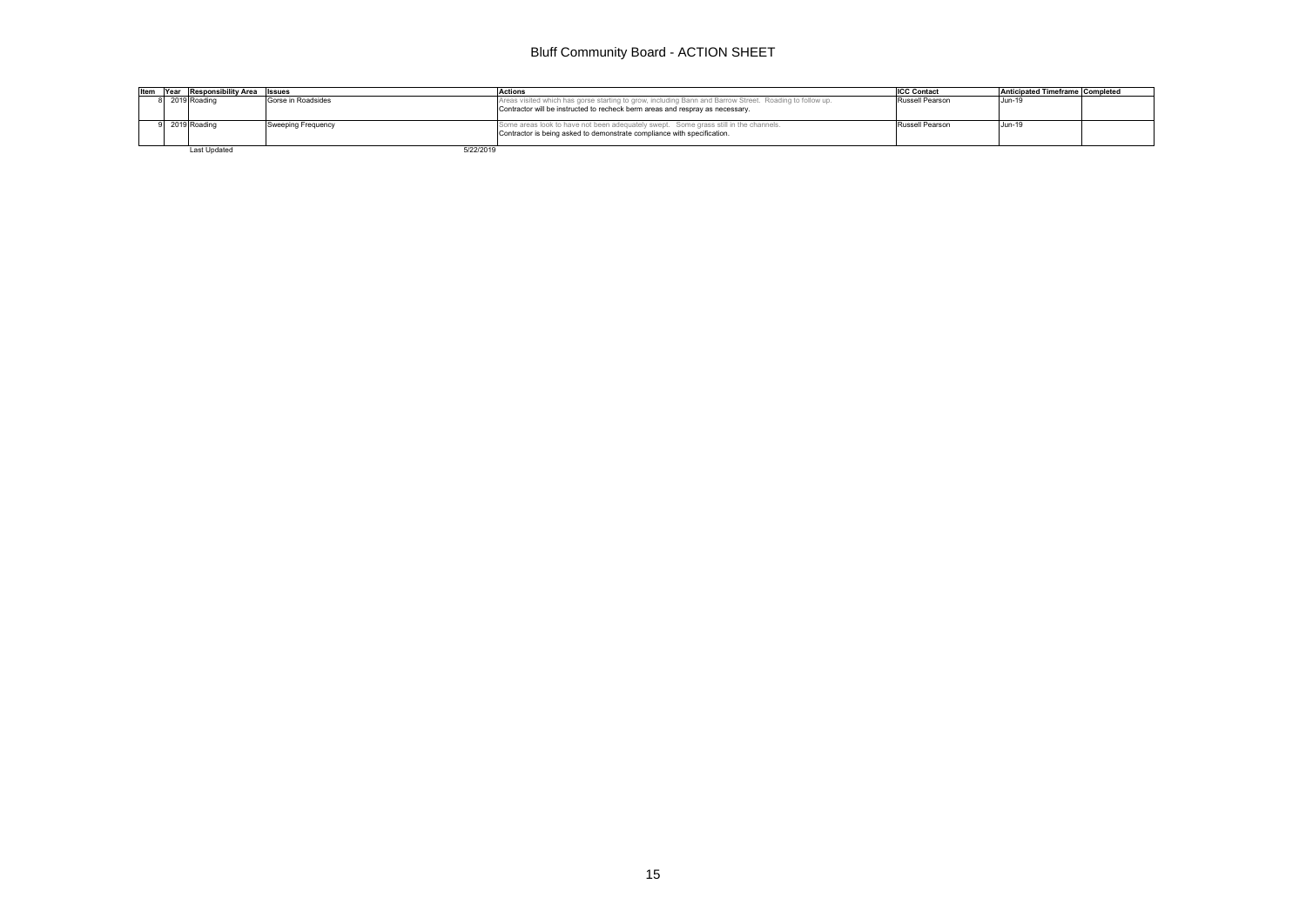# Bluff Community Board - ACTION SHEET

| Item | Year | Responsibility Area | Issues | Actions | ICC Contact | Anticipated Timeframe | Completed |
|---|---|---|---|---|---|---|---|
| 8 | 2019 | Roading | Gorse in Roadsides | Areas visited which has gorse starting to grow, including Bann and Barrow Street. Roading to follow up. Contractor will be instructed to recheck berm areas and respray as necessary. | Russell Pearson | Jun-19 | |
| 9 | 2019 | Roading | Sweeping Frequency | Some areas look to have not been adequately swept. Some grass still in the channels. Contractor is being asked to demonstrate compliance with specification. | Russell Pearson | Jun-19 | |

Last Updated 5/22/2019